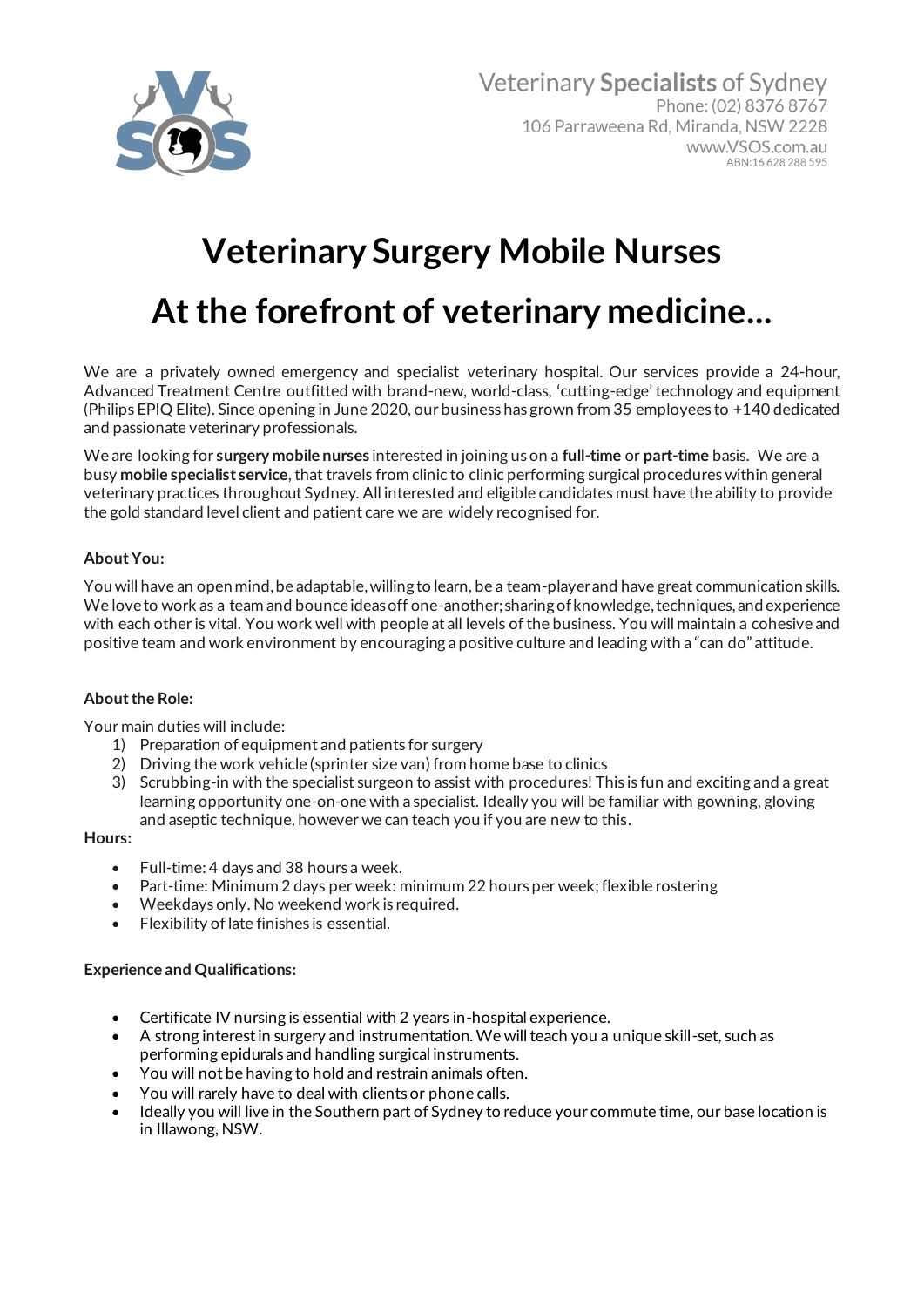Veterinary **Specialists** of Sydney
Phone: (02) 8376 8767
106 Parraweena Rd, Miranda, NSW 2228
www.VSOS.com.au
ABN: 16 628 288 595

# Veterinary Surgery Mobile Nurses

# At the forefront of veterinary medicine...

We are a privately owned emergency and specialist veterinary hospital. Our services provide a 24-hour, Advanced Treatment Centre outfitted with brand-new, world-class, 'cutting-edge' technology and equipment (Philips EPIQ Elite). Since opening in June 2020, our business has grown from 35 employees to +140 dedicated and passionate veterinary professionals.

We are looking for **surgery mobile nurses** interested in joining us on a **full-time** or **part-time** basis. We are a busy **mobile specialist service**, that travels from clinic to clinic performing surgical procedures within general veterinary practices throughout Sydney. All interested and eligible candidates must have the ability to provide the gold standard level client and patient care we are widely recognised for.

**About You:**

You will have an open mind, be adaptable, willing to learn, be a team-player and have great communication skills. We love to work as a team and bounce ideas off one-another; sharing of knowledge, techniques, and experience with each other is vital. You work well with people at all levels of the business. You will maintain a cohesive and positive team and work environment by encouraging a positive culture and leading with a "can do" attitude.

**About the Role:**

Your main duties will include:

1) Preparation of equipment and patients for surgery
2) Driving the work vehicle (sprinter size van) from home base to clinics
3) Scrubbing-in with the specialist surgeon to assist with procedures! This is fun and exciting and a great learning opportunity one-on-one with a specialist. Ideally you will be familiar with gowning, gloving and aseptic technique, however we can teach you if you are new to this.

**Hours:**

- Full-time: 4 days and 38 hours a week.
- Part-time: Minimum 2 days per week: minimum 22 hours per week; flexible rostering
- Weekdays only. No weekend work is required.
- Flexibility of late finishes is essential.

**Experience and Qualifications:**

- Certificate IV nursing is essential with 2 years in-hospital experience.
- A strong interest in surgery and instrumentation. We will teach you a unique skill-set, such as performing epidurals and handling surgical instruments.
- You will not be having to hold and restrain animals often.
- You will rarely have to deal with clients or phone calls.
- Ideally you will live in the Southern part of Sydney to reduce your commute time, our base location is in Illawong, NSW.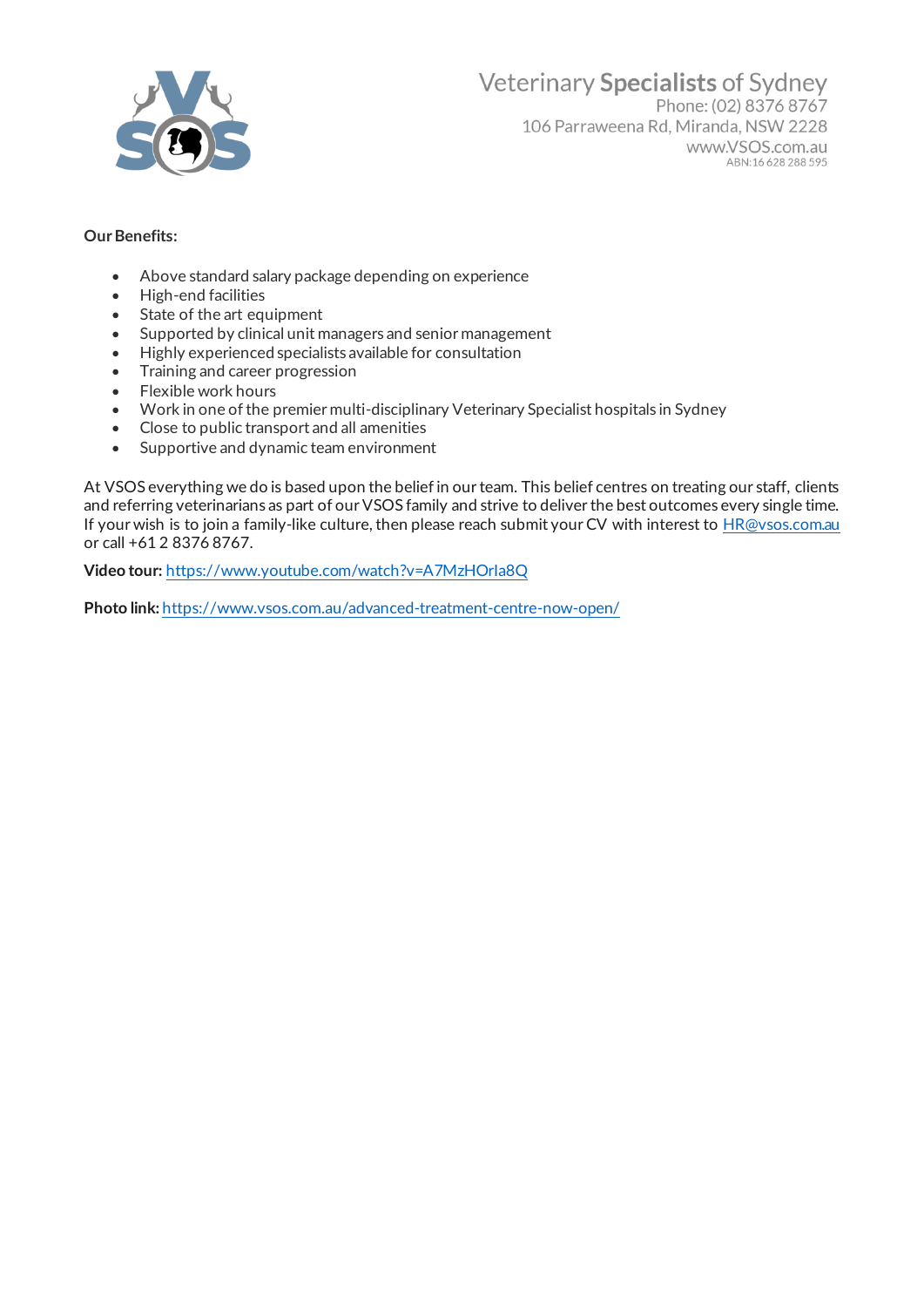Veterinary **Specialists** of Sydney
Phone: (02) 8376 8767
106 Parraweena Rd, Miranda, NSW 2228
www.VSOS.com.au
ABN:16 628 288 595

**Our Benefits:**

- Above standard salary package depending on experience
- High-end facilities
- State of the art equipment
- Supported by clinical unit managers and senior management
- Highly experienced specialists available for consultation
- Training and career progression
- Flexible work hours
- Work in one of the premier multi-disciplinary Veterinary Specialist hospitals in Sydney
- Close to public transport and all amenities
- Supportive and dynamic team environment

At VSOS everything we do is based upon the belief in our team. This belief centres on treating our staff, clients and referring veterinarians as part of our VSOS family and strive to deliver the best outcomes every single time. If your wish is to join a family-like culture, then please reach submit your CV with interest to HR@vsos.com.au or call +61 2 8376 8767.

**Video tour:** https://www.youtube.com/watch?v=A7MzHOrIa8Q

**Photo link:** https://www.vsos.com.au/advanced-treatment-centre-now-open/